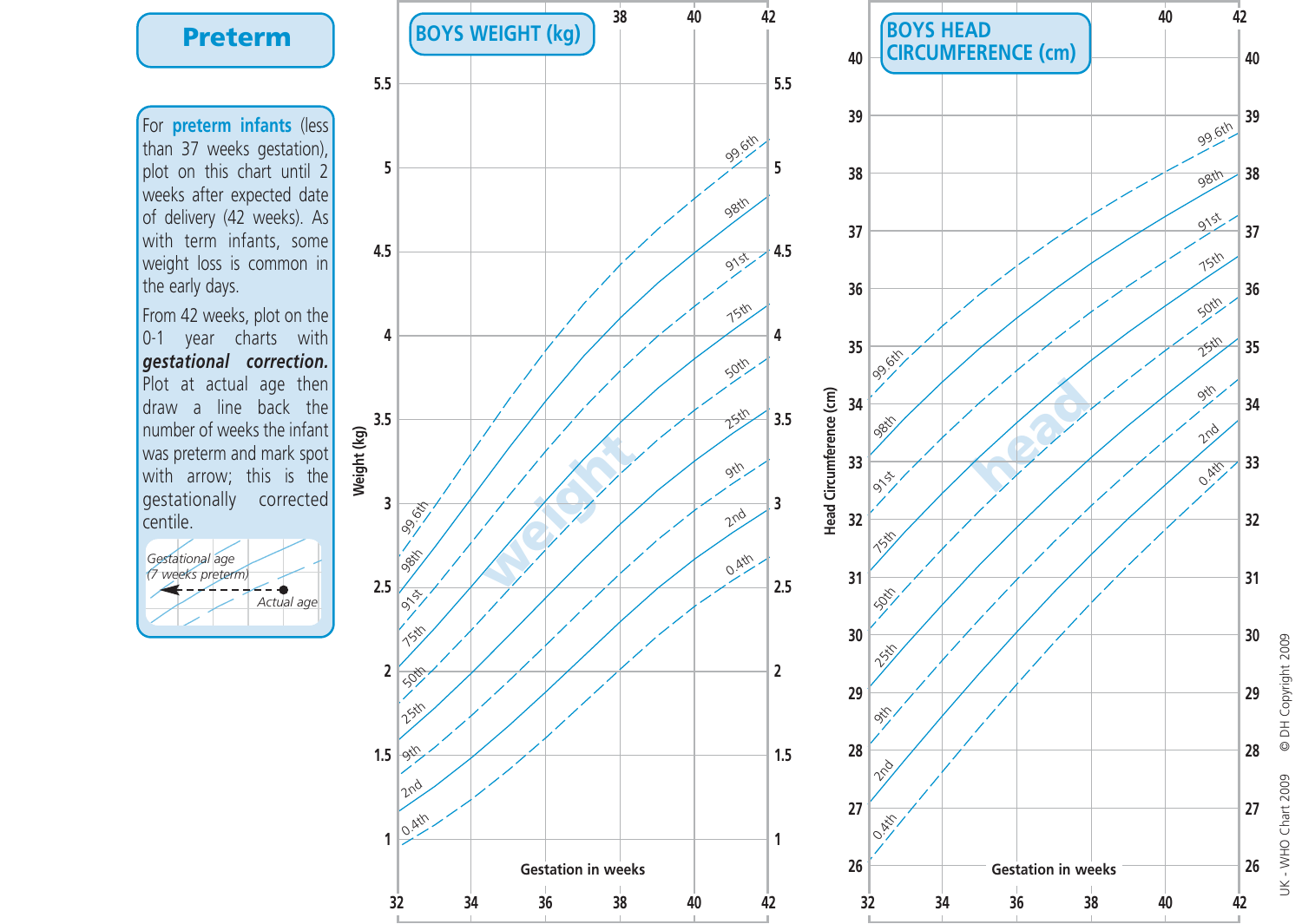# Preterm

For **preterm infants** (less than 37 weeks gestation), plot on this chart until 2 weeks after expected date of delivery (42 weeks). As with term infants, some weight loss is common in the early days.

From 42 weeks, plot on the 0-1 year charts with ***gestational correction.*** Plot at actual age then draw a line back the number of weeks the infant was preterm and mark spot with arrow; this is the gestationally corrected centile.

*Gestational age (7 weeks preterm)*

*Actual age*

## BOYS WEIGHT (kg)

Weight (kg)

Gestation in weeks

Centiles: 0.4th, 2nd, 9th, 25th, 50th, 75th, 91st, 98th, 99.6th

## BOYS HEAD CIRCUMFERENCE (cm)

Head Circumference (cm)

Gestation in weeks

Centiles: 0.4th, 2nd, 9th, 25th, 50th, 75th, 91st, 98th, 99.6th

UK - WHO Chart 2009 © DH Copyright 2009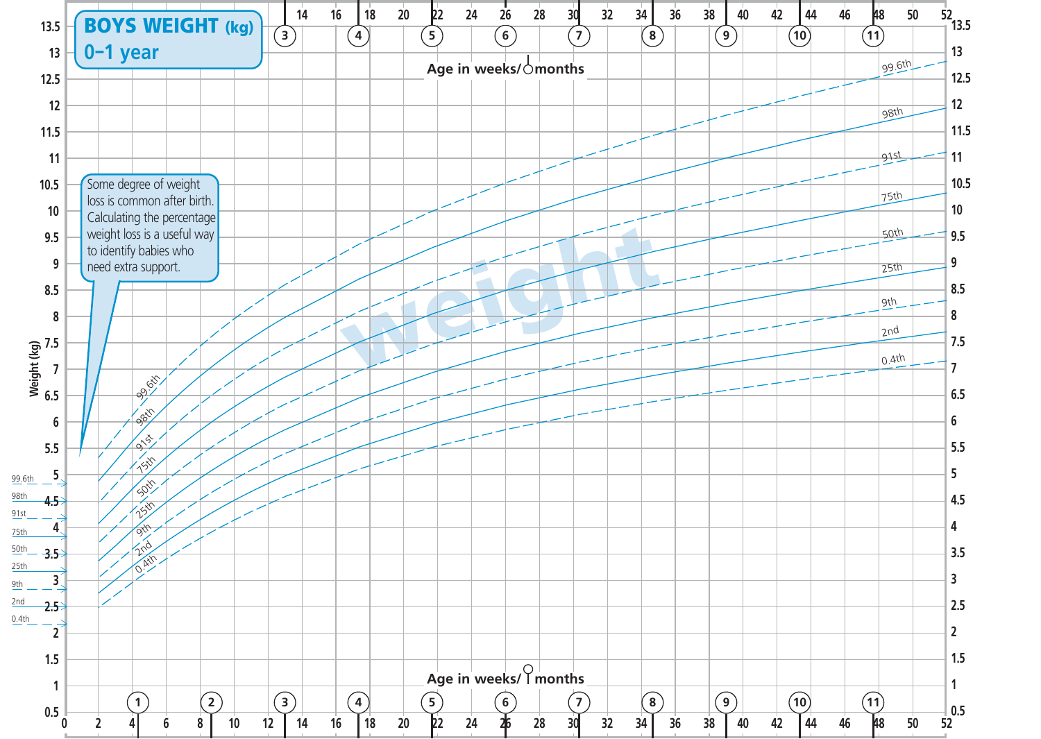# BOYS WEIGHT (kg) 0–1 year

Some degree of weight loss is common after birth. Calculating the percentage weight loss is a useful way to identify babies who need extra support.

Age in weeks/months

Weight (kg)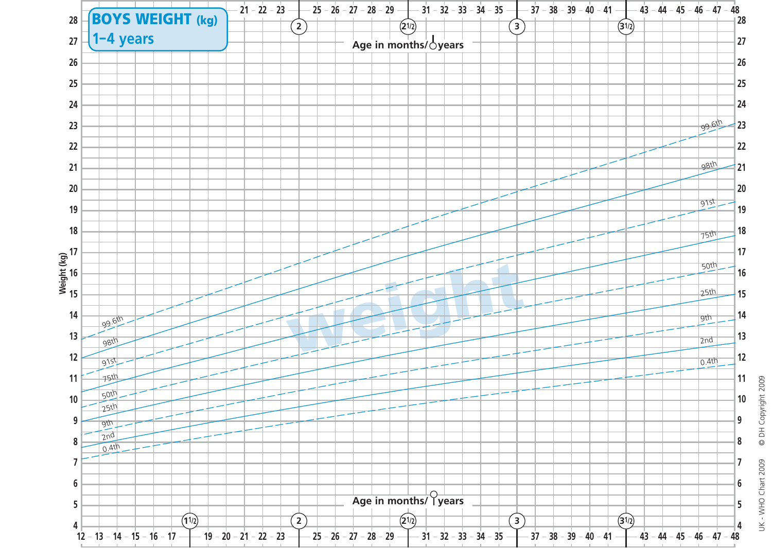# BOYS WEIGHT (kg)

## 1–4 years

Age in months/years

Weight (kg)

UK - WHO Chart 2009 © DH Copyright 2009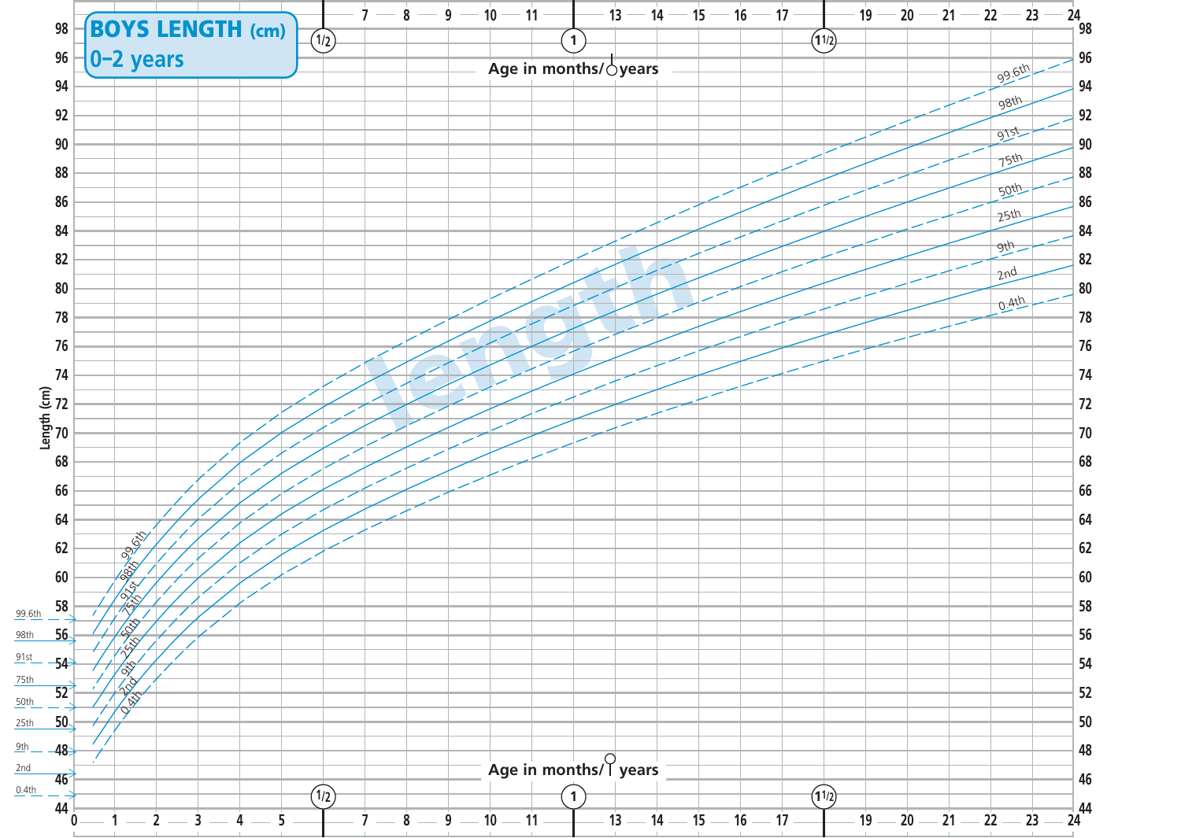# BOYS LENGTH (cm)

## 0–2 years

Age in months/years

Length (cm)

length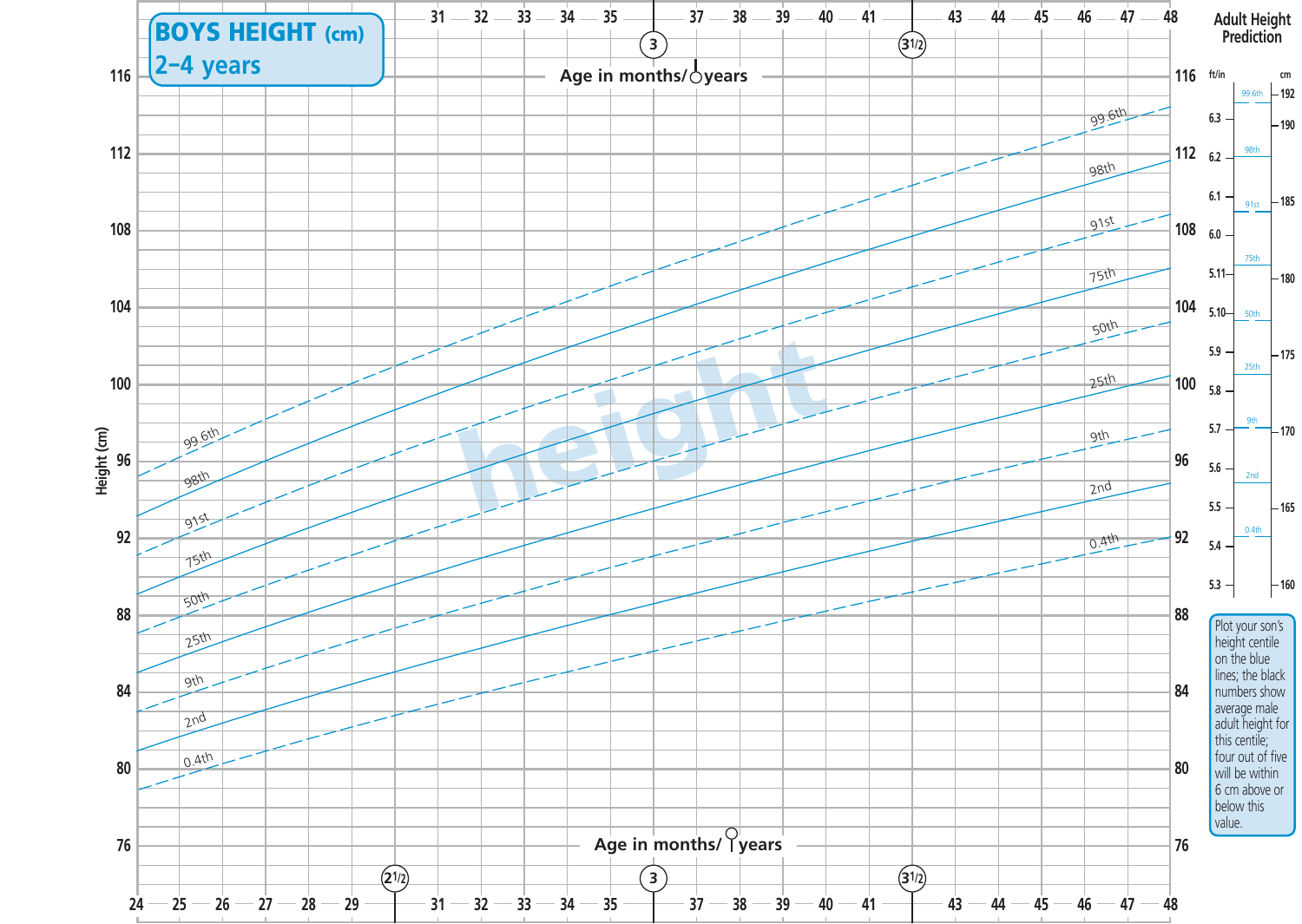# BOYS HEIGHT (cm)
## 2–4 years

Age in months/years

Height (cm)

Adult Height Prediction

Plot your son's height centile on the blue lines; the black numbers show average male adult height for this centile; four out of five will be within 6 cm above or below this value.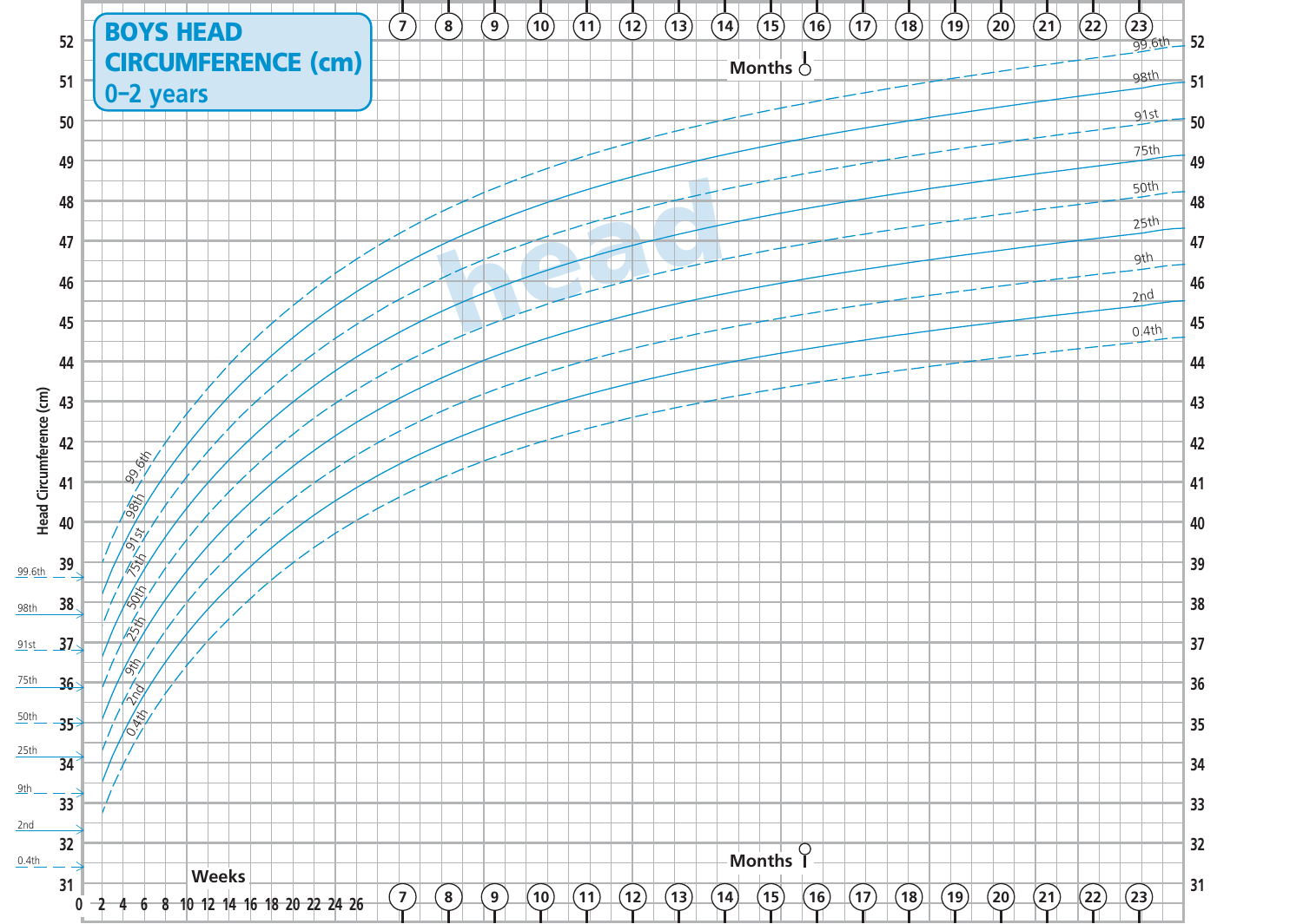# BOYS HEAD CIRCUMFERENCE (cm)
## 0–2 years

Head Circumference (cm)

31 32 33 34 35 36 37 38 39 40 41 42 43 44 45 46 47 48 49 50 51 52

99.6th
98th
91st
75th
50th
25th
9th
2nd
0.4th

Weeks

0 2 4 6 8 10 12 14 16 18 20 22 24 26

Months

7 8 9 10 11 12 13 14 15 16 17 18 19 20 21 22 23

head